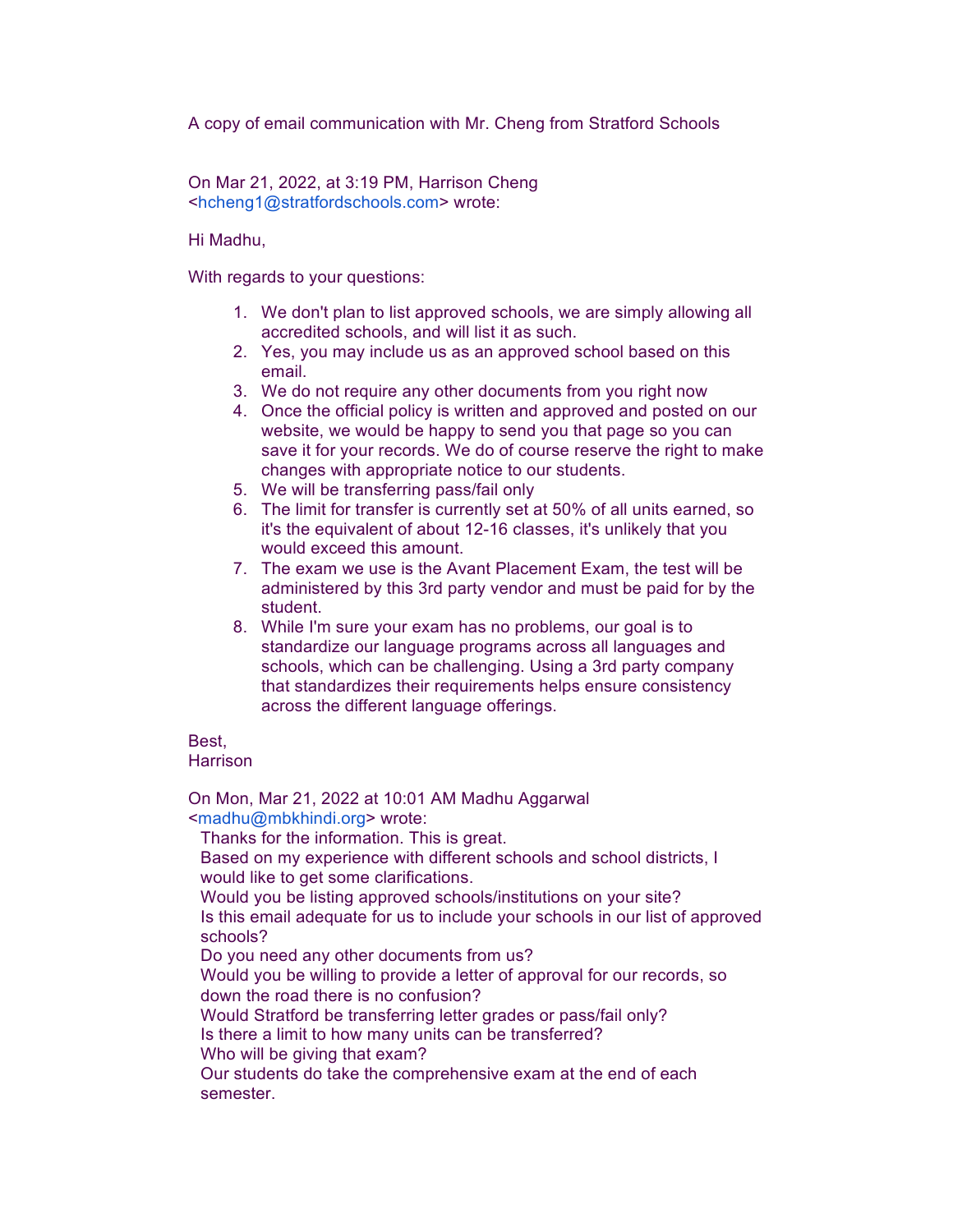A copy of email communication with Mr. Cheng from Stratford Schools

On Mar 21, 2022, at 3:19 PM, Harrison Cheng <hcheng1@stratfordschools.com> wrote:

Hi Madhu,

With regards to your questions:

1. We don't plan to list approved schools, we are simply allowing all accredited schools, and will list it as such.
2. Yes, you may include us as an approved school based on this email.
3. We do not require any other documents from you right now
4. Once the official policy is written and approved and posted on our website, we would be happy to send you that page so you can save it for your records. We do of course reserve the right to make changes with appropriate notice to our students.
5. We will be transferring pass/fail only
6. The limit for transfer is currently set at 50% of all units earned, so it's the equivalent of about 12-16 classes, it's unlikely that you would exceed this amount.
7. The exam we use is the Avant Placement Exam, the test will be administered by this 3rd party vendor and must be paid for by the student.
8. While I'm sure your exam has no problems, our goal is to standardize our language programs across all languages and schools, which can be challenging. Using a 3rd party company that standardizes their requirements helps ensure consistency across the different language offerings.

Best,
Harrison

On Mon, Mar 21, 2022 at 10:01 AM Madhu Aggarwal <madhu@mbkhindi.org> wrote:

> Thanks for the information. This is great.
> Based on my experience with different schools and school districts, I would like to get some clarifications.
> Would you be listing approved schools/institutions on your site?
> Is this email adequate for us to include your schools in our list of approved schools?
> Do you need any other documents from us?
> Would you be willing to provide a letter of approval for our records, so down the road there is no confusion?
> Would Stratford be transferring letter grades or pass/fail only?
> Is there a limit to how many units can be transferred?
> Who will be giving that exam?
> Our students do take the comprehensive exam at the end of each semester.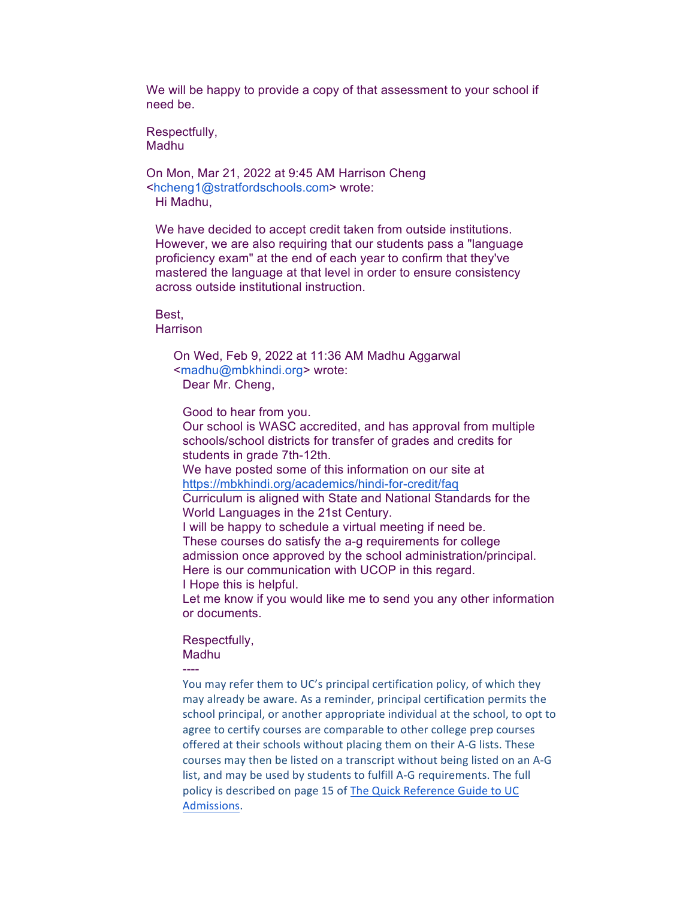We will be happy to provide a copy of that assessment to your school if need be.

Respectfully,
Madhu

On Mon, Mar 21, 2022 at 9:45 AM Harrison Cheng <hcheng1@stratfordschools.com> wrote:

Hi Madhu,

We have decided to accept credit taken from outside institutions. However, we are also requiring that our students pass a "language proficiency exam" at the end of each year to confirm that they've mastered the language at that level in order to ensure consistency across outside institutional instruction.

Best,
Harrison

On Wed, Feb 9, 2022 at 11:36 AM Madhu Aggarwal <madhu@mbkhindi.org> wrote:

Dear Mr. Cheng,

Good to hear from you.
Our school is WASC accredited, and has approval from multiple schools/school districts for transfer of grades and credits for students in grade 7th-12th.
We have posted some of this information on our site at https://mbkhindi.org/academics/hindi-for-credit/faq
Curriculum is aligned with State and National Standards for the World Languages in the 21st Century.
I will be happy to schedule a virtual meeting if need be.
These courses do satisfy the a-g requirements for college admission once approved by the school administration/principal.
Here is our communication with UCOP in this regard.
I Hope this is helpful.
Let me know if you would like me to send you any other information or documents.

Respectfully,
Madhu

----

You may refer them to UC's principal certification policy, of which they may already be aware. As a reminder, principal certification permits the school principal, or another appropriate individual at the school, to opt to agree to certify courses are comparable to other college prep courses offered at their schools without placing them on their A-G lists. These courses may then be listed on a transcript without being listed on an A-G list, and may be used by students to fulfill A-G requirements. The full policy is described on page 15 of The Quick Reference Guide to UC Admissions.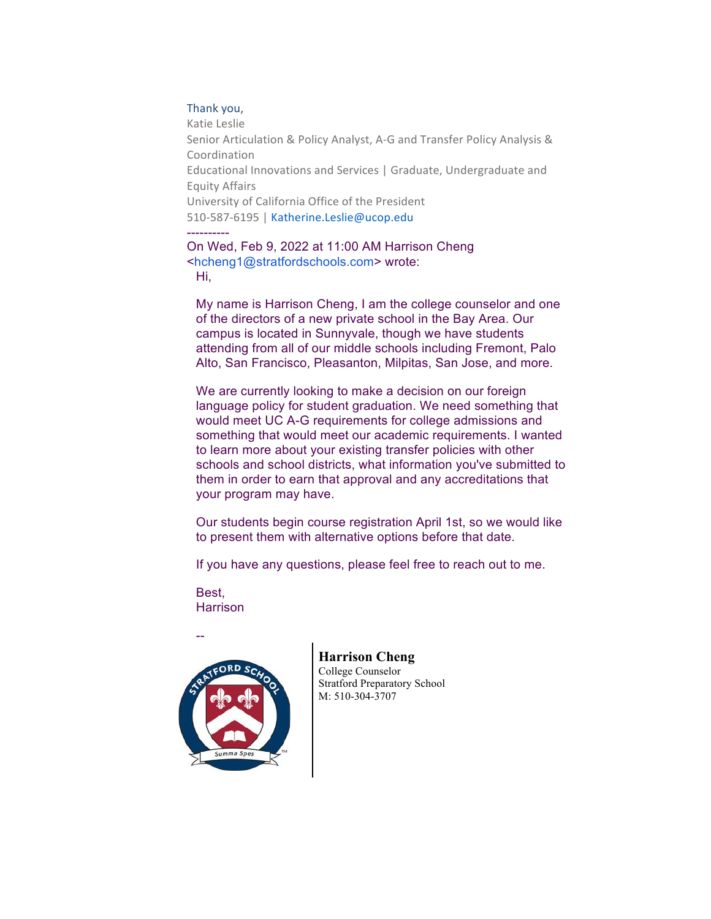Thank you,
Katie Leslie
Senior Articulation & Policy Analyst, A-G and Transfer Policy Analysis & Coordination
Educational Innovations and Services | Graduate, Undergraduate and Equity Affairs
University of California Office of the President
510-587-6195 | Katherine.Leslie@ucop.edu

----------

On Wed, Feb 9, 2022 at 11:00 AM Harrison Cheng <hcheng1@stratfordschools.com> wrote:

Hi,

My name is Harrison Cheng, I am the college counselor and one of the directors of a new private school in the Bay Area. Our campus is located in Sunnyvale, though we have students attending from all of our middle schools including Fremont, Palo Alto, San Francisco, Pleasanton, Milpitas, San Jose, and more.

We are currently looking to make a decision on our foreign language policy for student graduation. We need something that would meet UC A-G requirements for college admissions and something that would meet our academic requirements. I wanted to learn more about your existing transfer policies with other schools and school districts, what information you've submitted to them in order to earn that approval and any accreditations that your program may have.

Our students begin course registration April 1st, so we would like to present them with alternative options before that date.

If you have any questions, please feel free to reach out to me.

Best,
Harrison

--

STRATFORD SCHOOL
Summa Spes

**Harrison Cheng**
College Counselor
Stratford Preparatory School
M: 510-304-3707